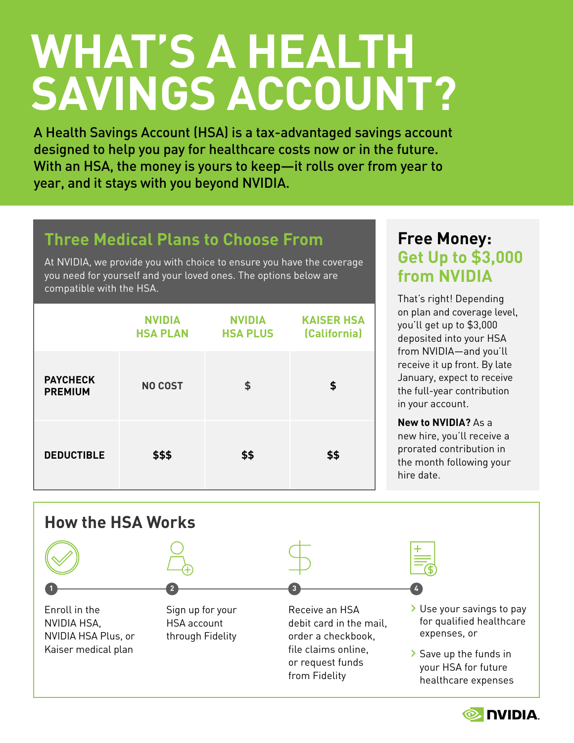# WHAT'S A HEALTH SAVINGS ACCOUNT?

A Health Savings Account (HSA) is a tax-advantaged savings account designed to help you pay for healthcare costs now or in the future. With an HSA, the money is yours to keep—it rolls over from year to year, and it stays with you beyond NVIDIA.

## Three Medical Plans to Choose From

At NVIDIA, we provide you with choice to ensure you have the coverage you need for yourself and your loved ones. The options below are compatible with the HSA.

| | NVIDIA HSA PLAN | NVIDIA HSA PLUS | KAISER HSA (California) |
|---|---|---|---|
| **PAYCHECK PREMIUM** | NO COST | $ | $ |
| **DEDUCTIBLE** | $$$ | $$ | $$ |

## Free Money: Get Up to $3,000 from NVIDIA

That's right! Depending on plan and coverage level, you'll get up to $3,000 deposited into your HSA from NVIDIA—and you'll receive it up front. By late January, expect to receive the full-year contribution in your account.

**New to NVIDIA?** As a new hire, you'll receive a prorated contribution in the month following your hire date.

## How the HSA Works

1. Enroll in the NVIDIA HSA, NVIDIA HSA Plus, or Kaiser medical plan
2. Sign up for your HSA account through Fidelity
3. Receive an HSA debit card in the mail, order a checkbook, file claims online, or request funds from Fidelity
4. - Use your savings to pay for qualified healthcare expenses, or
   - Save up the funds in your HSA for future healthcare expenses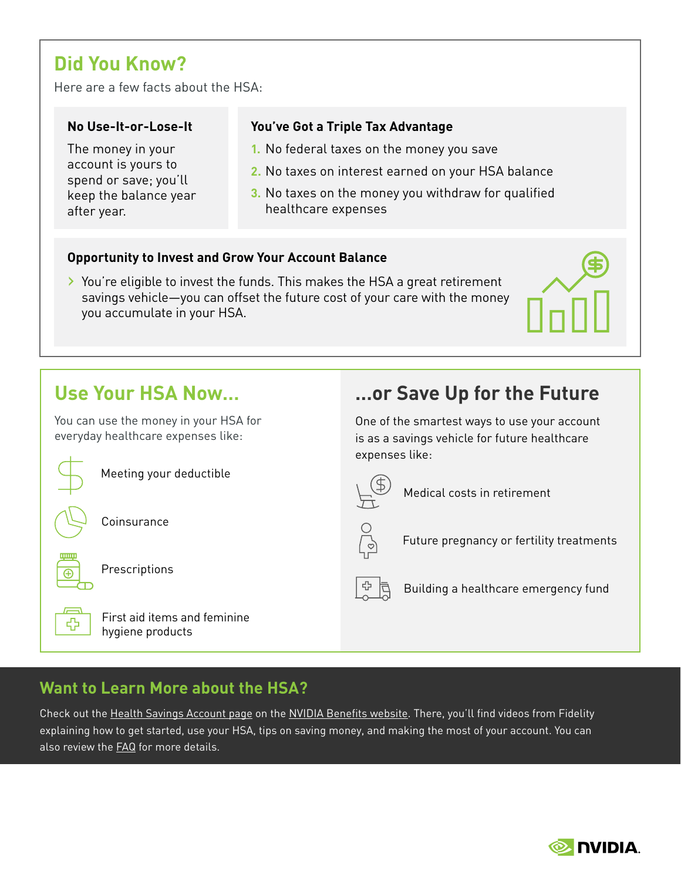## Did You Know?

Here are a few facts about the HSA:

### No Use-It-or-Lose-It

The money in your account is yours to spend or save; you'll keep the balance year after year.

### You've Got a Triple Tax Advantage

1. No federal taxes on the money you save
2. No taxes on interest earned on your HSA balance
3. No taxes on the money you withdraw for qualified healthcare expenses

### Opportunity to Invest and Grow Your Account Balance

- You're eligible to invest the funds. This makes the HSA a great retirement savings vehicle—you can offset the future cost of your care with the money you accumulate in your HSA.

## Use Your HSA Now...

You can use the money in your HSA for everyday healthcare expenses like:

- Meeting your deductible
- Coinsurance
- Prescriptions
- First aid items and feminine hygiene products

## ...or Save Up for the Future

One of the smartest ways to use your account is as a savings vehicle for future healthcare expenses like:

- Medical costs in retirement
- Future pregnancy or fertility treatments
- Building a healthcare emergency fund

## Want to Learn More about the HSA?

Check out the Health Savings Account page on the NVIDIA Benefits website. There, you'll find videos from Fidelity explaining how to get started, use your HSA, tips on saving money, and making the most of your account. You can also review the FAQ for more details.